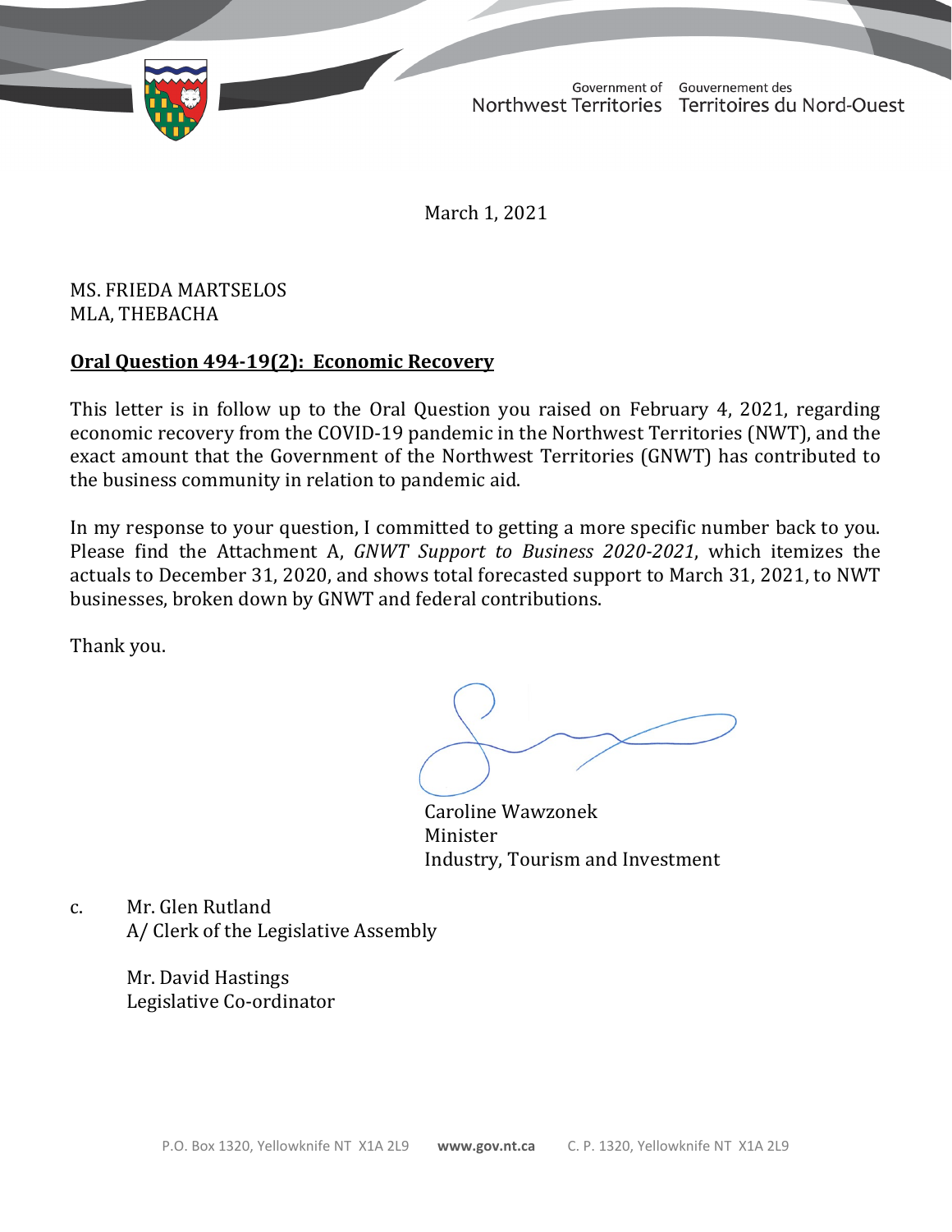Government of Northwest Territories | Gouvernement des Territoires du Nord-Ouest

March 1, 2021

MS. FRIEDA MARTSELOS
MLA, THEBACHA

**Oral Question 494-19(2): Economic Recovery**

This letter is in follow up to the Oral Question you raised on February 4, 2021, regarding economic recovery from the COVID-19 pandemic in the Northwest Territories (NWT), and the exact amount that the Government of the Northwest Territories (GNWT) has contributed to the business community in relation to pandemic aid.

In my response to your question, I committed to getting a more specific number back to you. Please find the Attachment A, *GNWT Support to Business 2020-2021*, which itemizes the actuals to December 31, 2020, and shows total forecasted support to March 31, 2021, to NWT businesses, broken down by GNWT and federal contributions.

Thank you.

Caroline Wawzonek
Minister
Industry, Tourism and Investment

c. Mr. Glen Rutland
A/ Clerk of the Legislative Assembly

Mr. David Hastings
Legislative Co-ordinator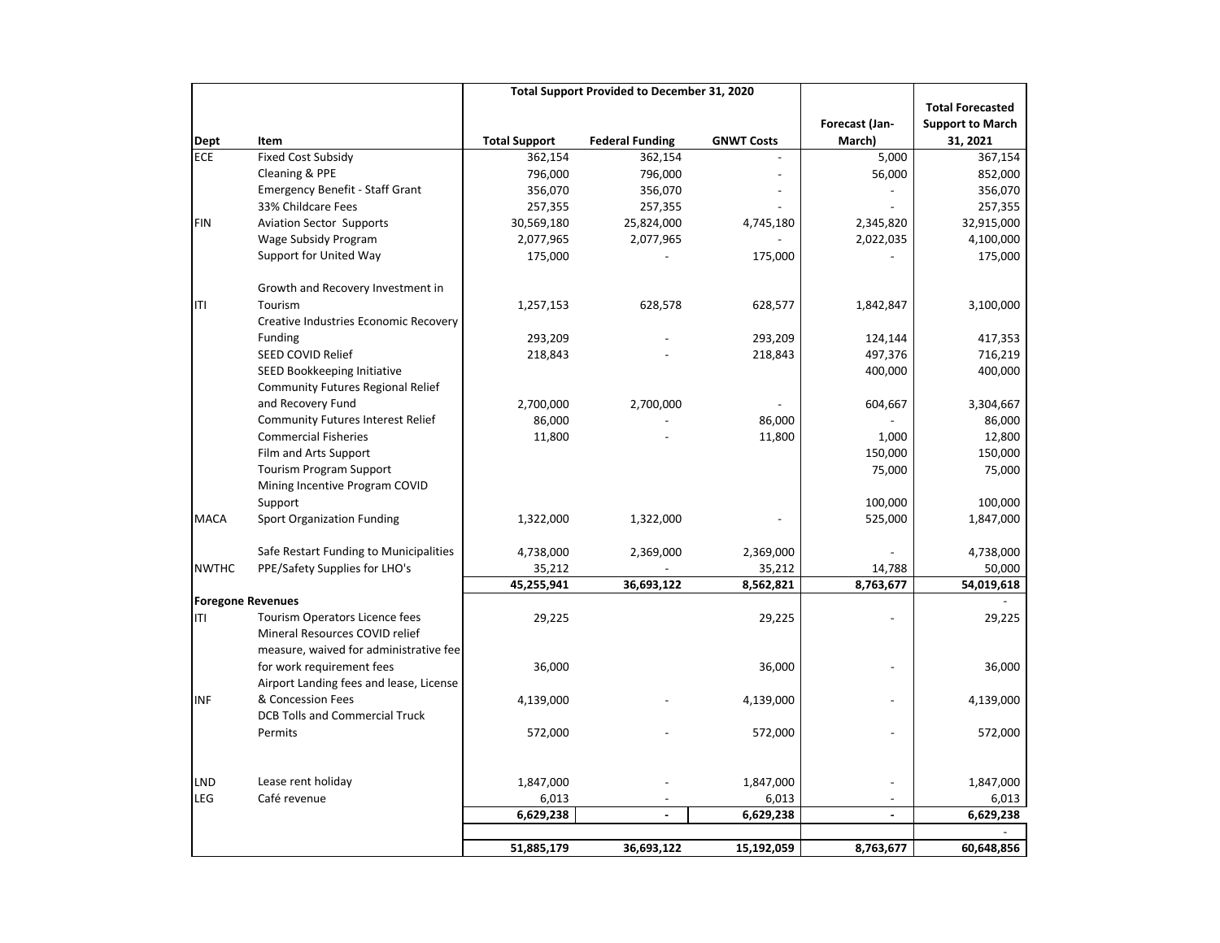| | | Total Support Provided to December 31, 2020 | | | | |
|---|---|---|---|---|---|---|
| Dept | Item | Total Support | Federal Funding | GNWT Costs | Forecast (Jan-March) | Total Forecasted Support to March 31, 2021 |
| ECE | Fixed Cost Subsidy | 362,154 | 362,154 | - | 5,000 | 367,154 |
| | Cleaning & PPE | 796,000 | 796,000 | - | 56,000 | 852,000 |
| | Emergency Benefit - Staff Grant | 356,070 | 356,070 | - | - | 356,070 |
| | 33% Childcare Fees | 257,355 | 257,355 | - | - | 257,355 |
| FIN | Aviation Sector Supports | 30,569,180 | 25,824,000 | 4,745,180 | 2,345,820 | 32,915,000 |
| | Wage Subsidy Program | 2,077,965 | 2,077,965 | - | 2,022,035 | 4,100,000 |
| | Support for United Way | 175,000 | - | 175,000 | - | 175,000 |
| ITI | Growth and Recovery Investment in Tourism | 1,257,153 | 628,578 | 628,577 | 1,842,847 | 3,100,000 |
| | Creative Industries Economic Recovery Funding | 293,209 | - | 293,209 | 124,144 | 417,353 |
| | SEED COVID Relief | 218,843 | - | 218,843 | 497,376 | 716,219 |
| | SEED Bookkeeping Initiative | | | | 400,000 | 400,000 |
| | Community Futures Regional Relief and Recovery Fund | 2,700,000 | 2,700,000 | - | 604,667 | 3,304,667 |
| | Community Futures Interest Relief | 86,000 | - | 86,000 | - | 86,000 |
| | Commercial Fisheries | 11,800 | - | 11,800 | 1,000 | 12,800 |
| | Film and Arts Support | | | | 150,000 | 150,000 |
| | Tourism Program Support | | | | 75,000 | 75,000 |
| | Mining Incentive Program COVID Support | | | | 100,000 | 100,000 |
| MACA | Sport Organization Funding | 1,322,000 | 1,322,000 | - | 525,000 | 1,847,000 |
| | Safe Restart Funding to Municipalities | 4,738,000 | 2,369,000 | 2,369,000 | - | 4,738,000 |
| NWTHC | PPE/Safety Supplies for LHO's | 35,212 | - | 35,212 | 14,788 | 50,000 |
| | | **45,255,941** | **36,693,122** | **8,562,821** | **8,763,677** | **54,019,618** |
| **Foregone Revenues** | | | | | | - |
| ITI | Tourism Operators Licence fees | 29,225 | | 29,225 | - | 29,225 |
| | Mineral Resources COVID relief measure, waived for administrative fee for work requirement fees | 36,000 | | 36,000 | - | 36,000 |
| INF | Airport Landing fees and lease, License & Concession Fees | 4,139,000 | - | 4,139,000 | - | 4,139,000 |
| | DCB Tolls and Commercial Truck Permits | 572,000 | - | 572,000 | - | 572,000 |
| LND | Lease rent holiday | 1,847,000 | - | 1,847,000 | - | 1,847,000 |
| LEG | Café revenue | 6,013 | - | 6,013 | - | 6,013 |
| | | **6,629,238** | **-** | **6,629,238** | **-** | **6,629,238** |
| | | | | | | - |
| | | **51,885,179** | **36,693,122** | **15,192,059** | **8,763,677** | **60,648,856** |